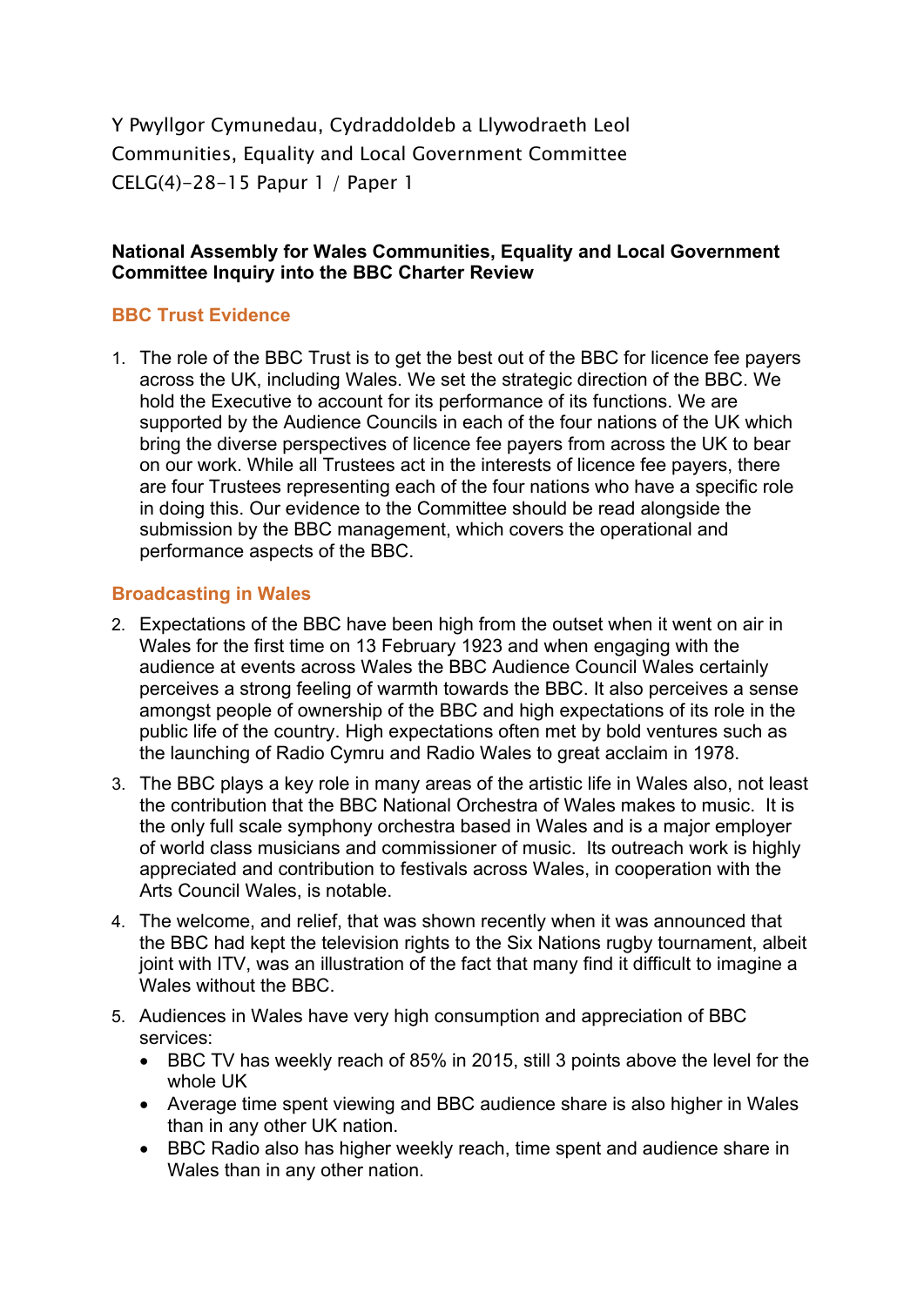Y Pwyllgor Cymunedau, Cydraddoldeb a Llywodraeth Leol
Communities, Equality and Local Government Committee
CELG(4)-28-15 Papur 1 / Paper 1

**National Assembly for Wales Communities, Equality and Local Government Committee Inquiry into the BBC Charter Review**

## BBC Trust Evidence

1. The role of the BBC Trust is to get the best out of the BBC for licence fee payers across the UK, including Wales. We set the strategic direction of the BBC. We hold the Executive to account for its performance of its functions. We are supported by the Audience Councils in each of the four nations of the UK which bring the diverse perspectives of licence fee payers from across the UK to bear on our work. While all Trustees act in the interests of licence fee payers, there are four Trustees representing each of the four nations who have a specific role in doing this. Our evidence to the Committee should be read alongside the submission by the BBC management, which covers the operational and performance aspects of the BBC.

## Broadcasting in Wales

2. Expectations of the BBC have been high from the outset when it went on air in Wales for the first time on 13 February 1923 and when engaging with the audience at events across Wales the BBC Audience Council Wales certainly perceives a strong feeling of warmth towards the BBC. It also perceives a sense amongst people of ownership of the BBC and high expectations of its role in the public life of the country. High expectations often met by bold ventures such as the launching of Radio Cymru and Radio Wales to great acclaim in 1978.
3. The BBC plays a key role in many areas of the artistic life in Wales also, not least the contribution that the BBC National Orchestra of Wales makes to music. It is the only full scale symphony orchestra based in Wales and is a major employer of world class musicians and commissioner of music. Its outreach work is highly appreciated and contribution to festivals across Wales, in cooperation with the Arts Council Wales, is notable.
4. The welcome, and relief, that was shown recently when it was announced that the BBC had kept the television rights to the Six Nations rugby tournament, albeit joint with ITV, was an illustration of the fact that many find it difficult to imagine a Wales without the BBC.
5. Audiences in Wales have very high consumption and appreciation of BBC services:
   - BBC TV has weekly reach of 85% in 2015, still 3 points above the level for the whole UK
   - Average time spent viewing and BBC audience share is also higher in Wales than in any other UK nation.
   - BBC Radio also has higher weekly reach, time spent and audience share in Wales than in any other nation.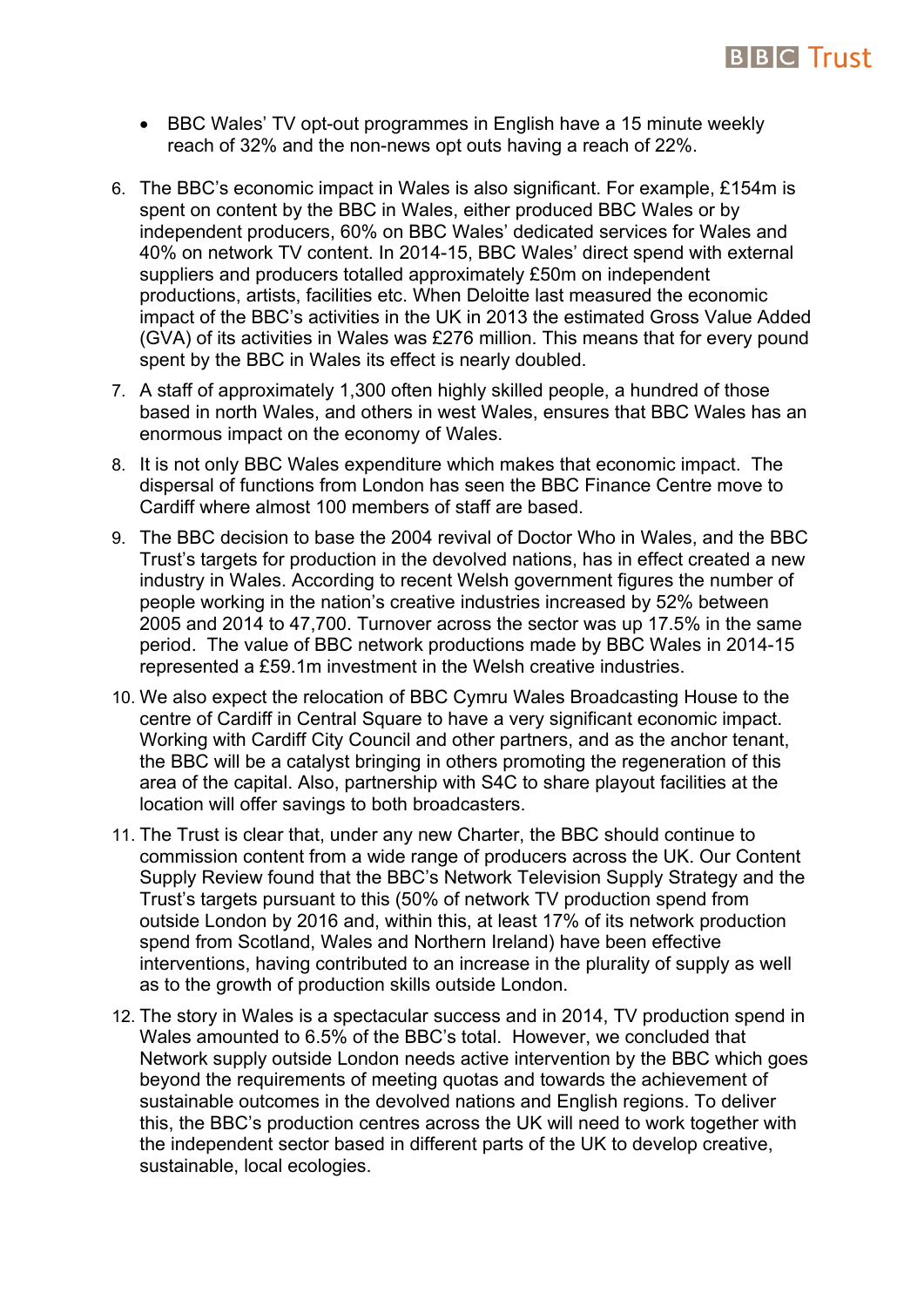- BBC Wales' TV opt-out programmes in English have a 15 minute weekly reach of 32% and the non-news opt outs having a reach of 22%.

6. The BBC's economic impact in Wales is also significant. For example, £154m is spent on content by the BBC in Wales, either produced BBC Wales or by independent producers, 60% on BBC Wales' dedicated services for Wales and 40% on network TV content. In 2014-15, BBC Wales' direct spend with external suppliers and producers totalled approximately £50m on independent productions, artists, facilities etc. When Deloitte last measured the economic impact of the BBC's activities in the UK in 2013 the estimated Gross Value Added (GVA) of its activities in Wales was £276 million. This means that for every pound spent by the BBC in Wales its effect is nearly doubled.

7. A staff of approximately 1,300 often highly skilled people, a hundred of those based in north Wales, and others in west Wales, ensures that BBC Wales has an enormous impact on the economy of Wales.

8. It is not only BBC Wales expenditure which makes that economic impact. The dispersal of functions from London has seen the BBC Finance Centre move to Cardiff where almost 100 members of staff are based.

9. The BBC decision to base the 2004 revival of Doctor Who in Wales, and the BBC Trust's targets for production in the devolved nations, has in effect created a new industry in Wales. According to recent Welsh government figures the number of people working in the nation's creative industries increased by 52% between 2005 and 2014 to 47,700. Turnover across the sector was up 17.5% in the same period. The value of BBC network productions made by BBC Wales in 2014-15 represented a £59.1m investment in the Welsh creative industries.

10. We also expect the relocation of BBC Cymru Wales Broadcasting House to the centre of Cardiff in Central Square to have a very significant economic impact. Working with Cardiff City Council and other partners, and as the anchor tenant, the BBC will be a catalyst bringing in others promoting the regeneration of this area of the capital. Also, partnership with S4C to share playout facilities at the location will offer savings to both broadcasters.

11. The Trust is clear that, under any new Charter, the BBC should continue to commission content from a wide range of producers across the UK. Our Content Supply Review found that the BBC's Network Television Supply Strategy and the Trust's targets pursuant to this (50% of network TV production spend from outside London by 2016 and, within this, at least 17% of its network production spend from Scotland, Wales and Northern Ireland) have been effective interventions, having contributed to an increase in the plurality of supply as well as to the growth of production skills outside London.

12. The story in Wales is a spectacular success and in 2014, TV production spend in Wales amounted to 6.5% of the BBC's total. However, we concluded that Network supply outside London needs active intervention by the BBC which goes beyond the requirements of meeting quotas and towards the achievement of sustainable outcomes in the devolved nations and English regions. To deliver this, the BBC's production centres across the UK will need to work together with the independent sector based in different parts of the UK to develop creative, sustainable, local ecologies.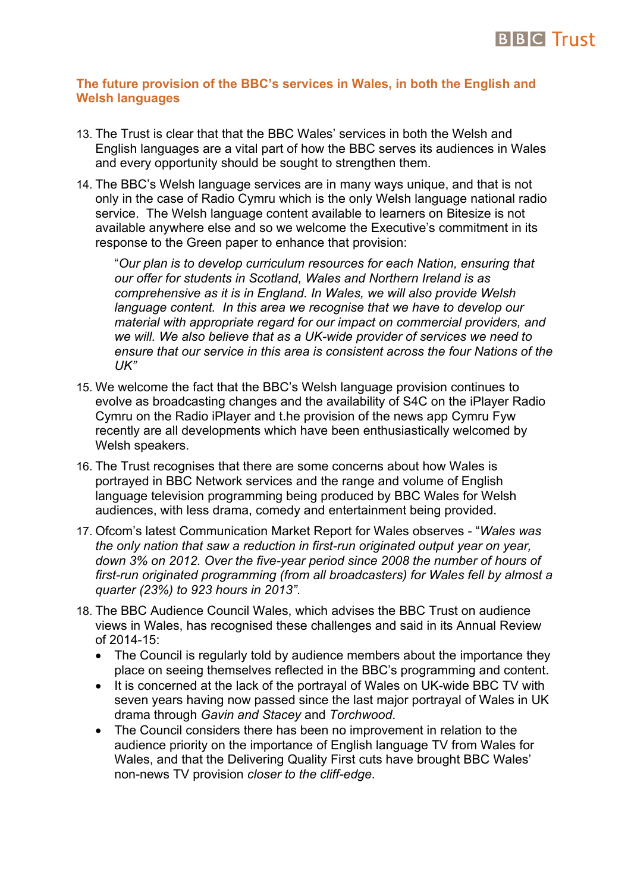## The future provision of the BBC's services in Wales, in both the English and Welsh languages

13. The Trust is clear that that the BBC Wales' services in both the Welsh and English languages are a vital part of how the BBC serves its audiences in Wales and every opportunity should be sought to strengthen them.

14. The BBC's Welsh language services are in many ways unique, and that is not only in the case of Radio Cymru which is the only Welsh language national radio service. The Welsh language content available to learners on Bitesize is not available anywhere else and so we welcome the Executive's commitment in its response to the Green paper to enhance that provision:

    "*Our plan is to develop curriculum resources for each Nation, ensuring that our offer for students in Scotland, Wales and Northern Ireland is as comprehensive as it is in England. In Wales, we will also provide Welsh language content. In this area we recognise that we have to develop our material with appropriate regard for our impact on commercial providers, and we will. We also believe that as a UK-wide provider of services we need to ensure that our service in this area is consistent across the four Nations of the UK*"

15. We welcome the fact that the BBC's Welsh language provision continues to evolve as broadcasting changes and the availability of S4C on the iPlayer Radio Cymru on the Radio iPlayer and t.he provision of the news app Cymru Fyw recently are all developments which have been enthusiastically welcomed by Welsh speakers.

16. The Trust recognises that there are some concerns about how Wales is portrayed in BBC Network services and the range and volume of English language television programming being produced by BBC Wales for Welsh audiences, with less drama, comedy and entertainment being provided.

17. Ofcom's latest Communication Market Report for Wales observes - "*Wales was the only nation that saw a reduction in first-run originated output year on year, down 3% on 2012. Over the five-year period since 2008 the number of hours of first-run originated programming (from all broadcasters) for Wales fell by almost a quarter (23%) to 923 hours in 2013*".

18. The BBC Audience Council Wales, which advises the BBC Trust on audience views in Wales, has recognised these challenges and said in its Annual Review of 2014-15:
    - The Council is regularly told by audience members about the importance they place on seeing themselves reflected in the BBC's programming and content.
    - It is concerned at the lack of the portrayal of Wales on UK-wide BBC TV with seven years having now passed since the last major portrayal of Wales in UK drama through *Gavin and Stacey* and *Torchwood*.
    - The Council considers there has been no improvement in relation to the audience priority on the importance of English language TV from Wales for Wales, and that the Delivering Quality First cuts have brought BBC Wales' non-news TV provision *closer to the cliff-edge*.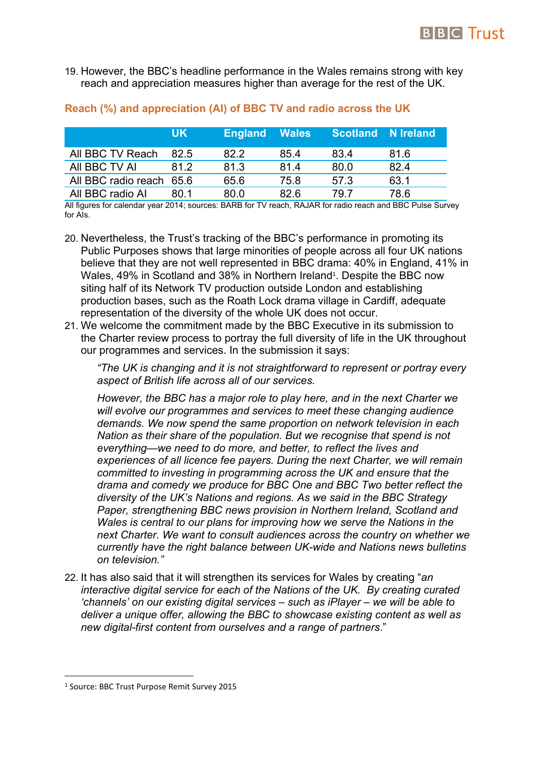19. However, the BBC's headline performance in the Wales remains strong with key reach and appreciation measures higher than average for the rest of the UK.

**Reach (%) and appreciation (AI) of BBC TV and radio across the UK**

| | UK | England | Wales | Scotland | N Ireland |
|---|---|---|---|---|---|
| All BBC TV Reach | 82.5 | 82.2 | 85.4 | 83.4 | 81.6 |
| All BBC TV AI | 81.2 | 81.3 | 81.4 | 80.0 | 82.4 |
| All BBC radio reach | 65.6 | 65.6 | 75.8 | 57.3 | 63.1 |
| All BBC radio AI | 80.1 | 80.0 | 82.6 | 79.7 | 78.6 |

All figures for calendar year 2014; sources: BARB for TV reach, RAJAR for radio reach and BBC Pulse Survey for AIs.

20. Nevertheless, the Trust's tracking of the BBC's performance in promoting its Public Purposes shows that large minorities of people across all four UK nations believe that they are not well represented in BBC drama: 40% in England, 41% in Wales, 49% in Scotland and 38% in Northern Ireland[1]. Despite the BBC now siting half of its Network TV production outside London and establishing production bases, such as the Roath Lock drama village in Cardiff, adequate representation of the diversity of the whole UK does not occur.
21. We welcome the commitment made by the BBC Executive in its submission to the Charter review process to portray the full diversity of life in the UK throughout our programmes and services. In the submission it says:

> *"The UK is changing and it is not straightforward to represent or portray every aspect of British life across all of our services.*
>
> *However, the BBC has a major role to play here, and in the next Charter we will evolve our programmes and services to meet these changing audience demands. We now spend the same proportion on network television in each Nation as their share of the population. But we recognise that spend is not everything—we need to do more, and better, to reflect the lives and experiences of all licence fee payers. During the next Charter, we will remain committed to investing in programming across the UK and ensure that the drama and comedy we produce for BBC One and BBC Two better reflect the diversity of the UK's Nations and regions. As we said in the BBC Strategy Paper, strengthening BBC news provision in Northern Ireland, Scotland and Wales is central to our plans for improving how we serve the Nations in the next Charter. We want to consult audiences across the country on whether we currently have the right balance between UK-wide and Nations news bulletins on television."*

22. It has also said that it will strengthen its services for Wales by creating "*an interactive digital service for each of the Nations of the UK. By creating curated 'channels' on our existing digital services – such as iPlayer – we will be able to deliver a unique offer, allowing the BBC to showcase existing content as well as new digital-first content from ourselves and a range of partners*."

[1] Source: BBC Trust Purpose Remit Survey 2015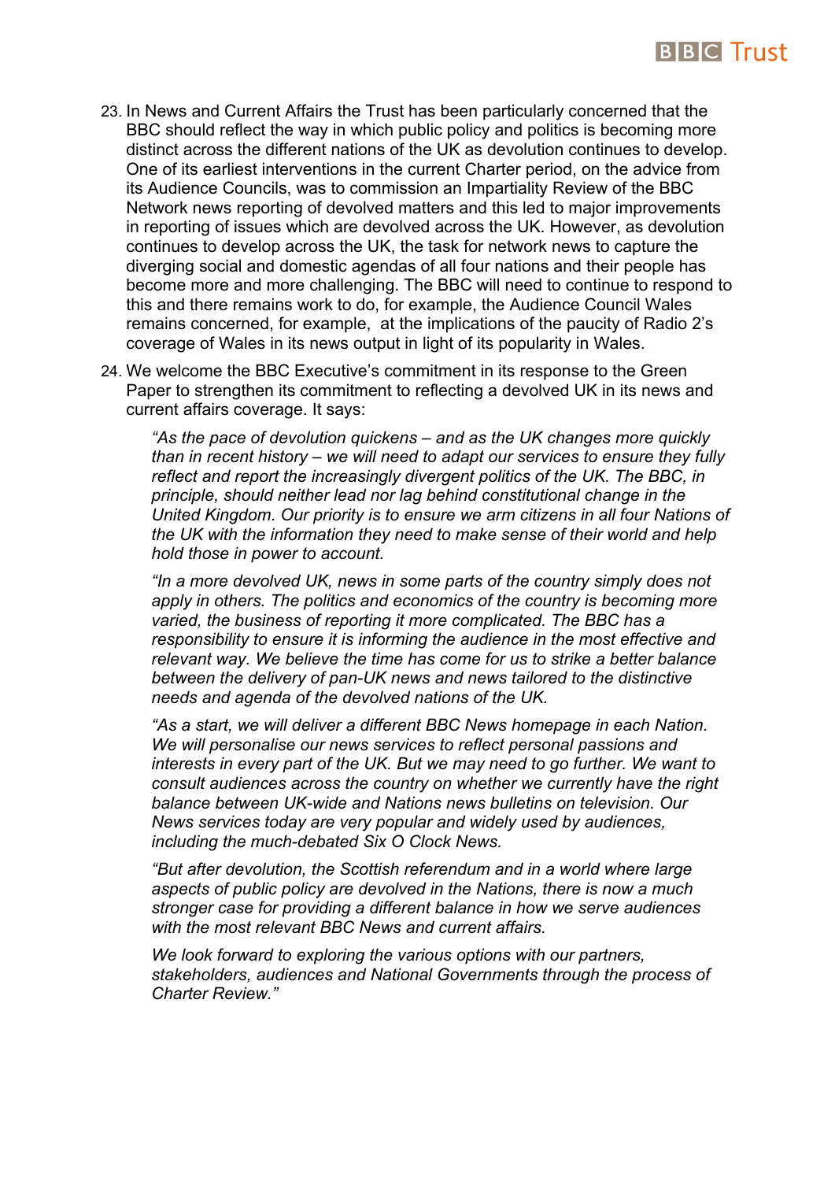23. In News and Current Affairs the Trust has been particularly concerned that the BBC should reflect the way in which public policy and politics is becoming more distinct across the different nations of the UK as devolution continues to develop. One of its earliest interventions in the current Charter period, on the advice from its Audience Councils, was to commission an Impartiality Review of the BBC Network news reporting of devolved matters and this led to major improvements in reporting of issues which are devolved across the UK. However, as devolution continues to develop across the UK, the task for network news to capture the diverging social and domestic agendas of all four nations and their people has become more and more challenging. The BBC will need to continue to respond to this and there remains work to do, for example, the Audience Council Wales remains concerned, for example, at the implications of the paucity of Radio 2's coverage of Wales in its news output in light of its popularity in Wales.

24. We welcome the BBC Executive's commitment in its response to the Green Paper to strengthen its commitment to reflecting a devolved UK in its news and current affairs coverage. It says:

> *"As the pace of devolution quickens – and as the UK changes more quickly than in recent history – we will need to adapt our services to ensure they fully reflect and report the increasingly divergent politics of the UK. The BBC, in principle, should neither lead nor lag behind constitutional change in the United Kingdom. Our priority is to ensure we arm citizens in all four Nations of the UK with the information they need to make sense of their world and help hold those in power to account.*
>
> *"In a more devolved UK, news in some parts of the country simply does not apply in others. The politics and economics of the country is becoming more varied, the business of reporting it more complicated. The BBC has a responsibility to ensure it is informing the audience in the most effective and relevant way. We believe the time has come for us to strike a better balance between the delivery of pan-UK news and news tailored to the distinctive needs and agenda of the devolved nations of the UK.*
>
> *"As a start, we will deliver a different BBC News homepage in each Nation. We will personalise our news services to reflect personal passions and interests in every part of the UK. But we may need to go further. We want to consult audiences across the country on whether we currently have the right balance between UK-wide and Nations news bulletins on television. Our News services today are very popular and widely used by audiences, including the much-debated Six O Clock News.*
>
> *"But after devolution, the Scottish referendum and in a world where large aspects of public policy are devolved in the Nations, there is now a much stronger case for providing a different balance in how we serve audiences with the most relevant BBC News and current affairs.*
>
> *We look forward to exploring the various options with our partners, stakeholders, audiences and National Governments through the process of Charter Review."*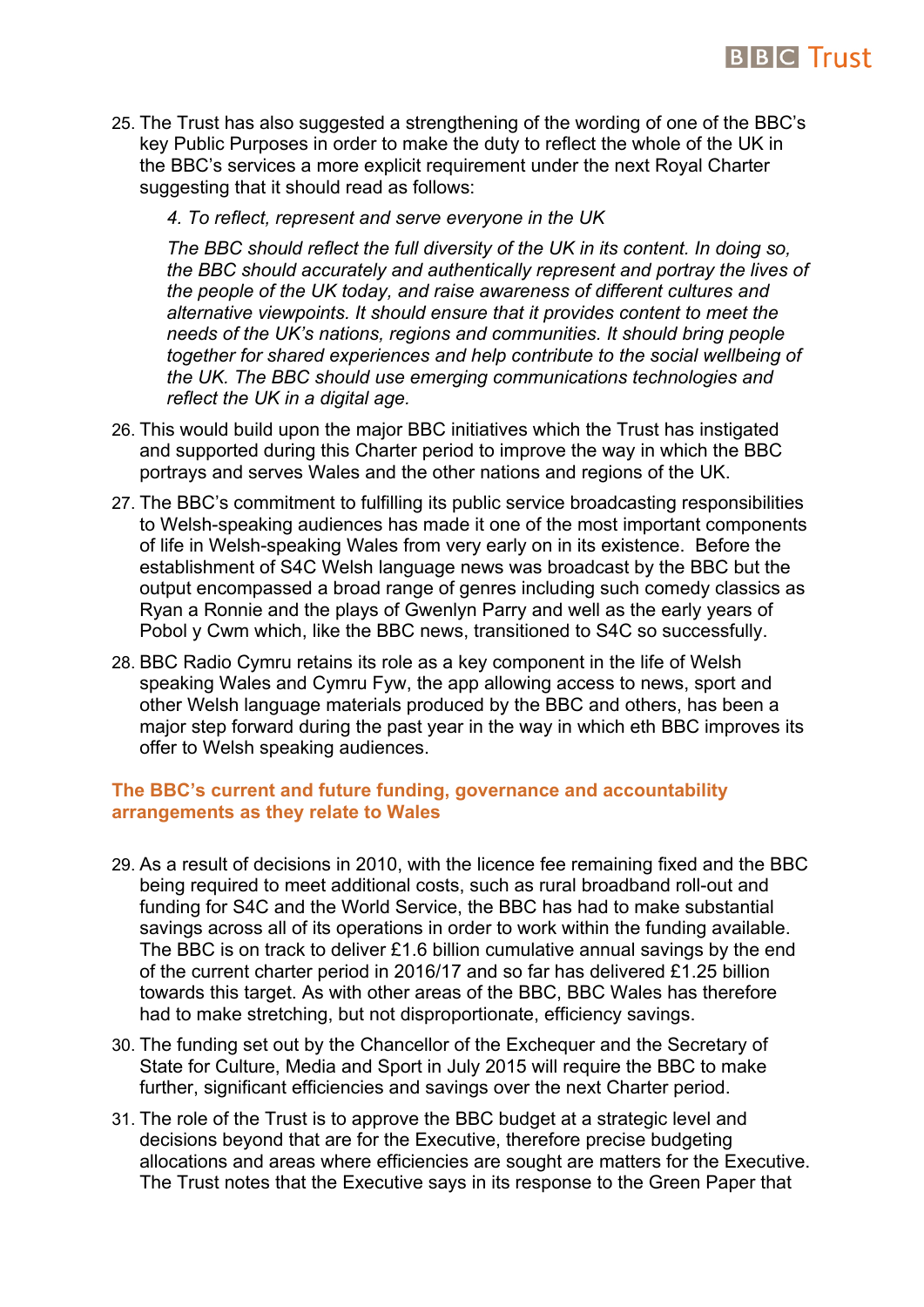25. The Trust has also suggested a strengthening of the wording of one of the BBC's key Public Purposes in order to make the duty to reflect the whole of the UK in the BBC's services a more explicit requirement under the next Royal Charter suggesting that it should read as follows:

    *4. To reflect, represent and serve everyone in the UK*

    *The BBC should reflect the full diversity of the UK in its content. In doing so, the BBC should accurately and authentically represent and portray the lives of the people of the UK today, and raise awareness of different cultures and alternative viewpoints. It should ensure that it provides content to meet the needs of the UK's nations, regions and communities. It should bring people together for shared experiences and help contribute to the social wellbeing of the UK. The BBC should use emerging communications technologies and reflect the UK in a digital age.*

26. This would build upon the major BBC initiatives which the Trust has instigated and supported during this Charter period to improve the way in which the BBC portrays and serves Wales and the other nations and regions of the UK.

27. The BBC's commitment to fulfilling its public service broadcasting responsibilities to Welsh-speaking audiences has made it one of the most important components of life in Welsh-speaking Wales from very early on in its existence. Before the establishment of S4C Welsh language news was broadcast by the BBC but the output encompassed a broad range of genres including such comedy classics as Ryan a Ronnie and the plays of Gwenlyn Parry and well as the early years of Pobol y Cwm which, like the BBC news, transitioned to S4C so successfully.

28. BBC Radio Cymru retains its role as a key component in the life of Welsh speaking Wales and Cymru Fyw, the app allowing access to news, sport and other Welsh language materials produced by the BBC and others, has been a major step forward during the past year in the way in which eth BBC improves its offer to Welsh speaking audiences.

## The BBC's current and future funding, governance and accountability arrangements as they relate to Wales

29. As a result of decisions in 2010, with the licence fee remaining fixed and the BBC being required to meet additional costs, such as rural broadband roll-out and funding for S4C and the World Service, the BBC has had to make substantial savings across all of its operations in order to work within the funding available. The BBC is on track to deliver £1.6 billion cumulative annual savings by the end of the current charter period in 2016/17 and so far has delivered £1.25 billion towards this target. As with other areas of the BBC, BBC Wales has therefore had to make stretching, but not disproportionate, efficiency savings.

30. The funding set out by the Chancellor of the Exchequer and the Secretary of State for Culture, Media and Sport in July 2015 will require the BBC to make further, significant efficiencies and savings over the next Charter period.

31. The role of the Trust is to approve the BBC budget at a strategic level and decisions beyond that are for the Executive, therefore precise budgeting allocations and areas where efficiencies are sought are matters for the Executive. The Trust notes that the Executive says in its response to the Green Paper that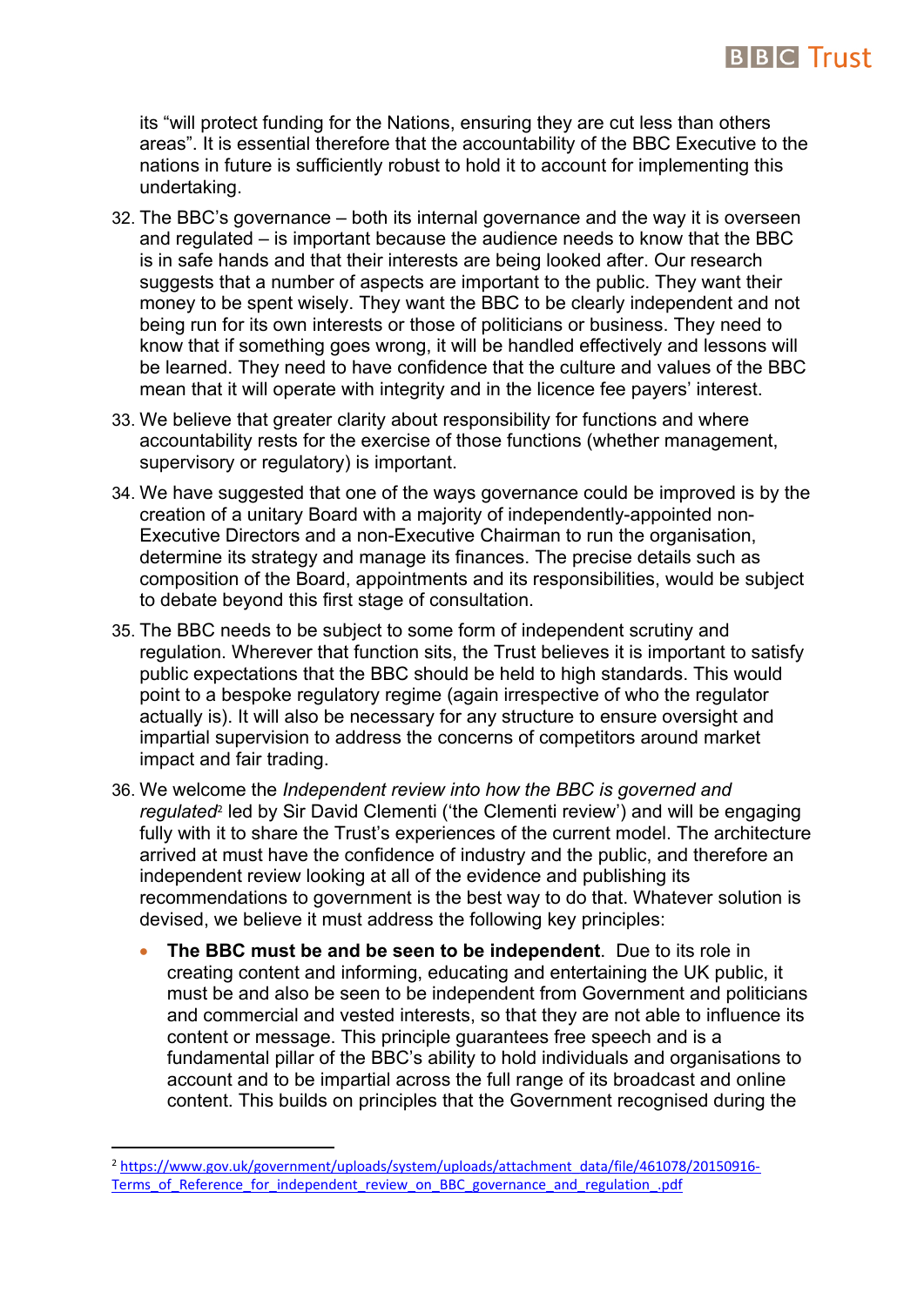its "will protect funding for the Nations, ensuring they are cut less than others areas". It is essential therefore that the accountability of the BBC Executive to the nations in future is sufficiently robust to hold it to account for implementing this undertaking.

32. The BBC's governance – both its internal governance and the way it is overseen and regulated – is important because the audience needs to know that the BBC is in safe hands and that their interests are being looked after. Our research suggests that a number of aspects are important to the public. They want their money to be spent wisely. They want the BBC to be clearly independent and not being run for its own interests or those of politicians or business. They need to know that if something goes wrong, it will be handled effectively and lessons will be learned. They need to have confidence that the culture and values of the BBC mean that it will operate with integrity and in the licence fee payers' interest.

33. We believe that greater clarity about responsibility for functions and where accountability rests for the exercise of those functions (whether management, supervisory or regulatory) is important.

34. We have suggested that one of the ways governance could be improved is by the creation of a unitary Board with a majority of independently-appointed non-Executive Directors and a non-Executive Chairman to run the organisation, determine its strategy and manage its finances. The precise details such as composition of the Board, appointments and its responsibilities, would be subject to debate beyond this first stage of consultation.

35. The BBC needs to be subject to some form of independent scrutiny and regulation. Wherever that function sits, the Trust believes it is important to satisfy public expectations that the BBC should be held to high standards. This would point to a bespoke regulatory regime (again irrespective of who the regulator actually is). It will also be necessary for any structure to ensure oversight and impartial supervision to address the concerns of competitors around market impact and fair trading.

36. We welcome the *Independent review into how the BBC is governed and regulated*[2] led by Sir David Clementi ('the Clementi review') and will be engaging fully with it to share the Trust's experiences of the current model. The architecture arrived at must have the confidence of industry and the public, and therefore an independent review looking at all of the evidence and publishing its recommendations to government is the best way to do that. Whatever solution is devised, we believe it must address the following key principles:

    - **The BBC must be and be seen to be independent**. Due to its role in creating content and informing, educating and entertaining the UK public, it must be and also be seen to be independent from Government and politicians and commercial and vested interests, so that they are not able to influence its content or message. This principle guarantees free speech and is a fundamental pillar of the BBC's ability to hold individuals and organisations to account and to be impartial across the full range of its broadcast and online content. This builds on principles that the Government recognised during the

---

[2] https://www.gov.uk/government/uploads/system/uploads/attachment_data/file/461078/20150916-Terms_of_Reference_for_independent_review_on_BBC_governance_and_regulation_.pdf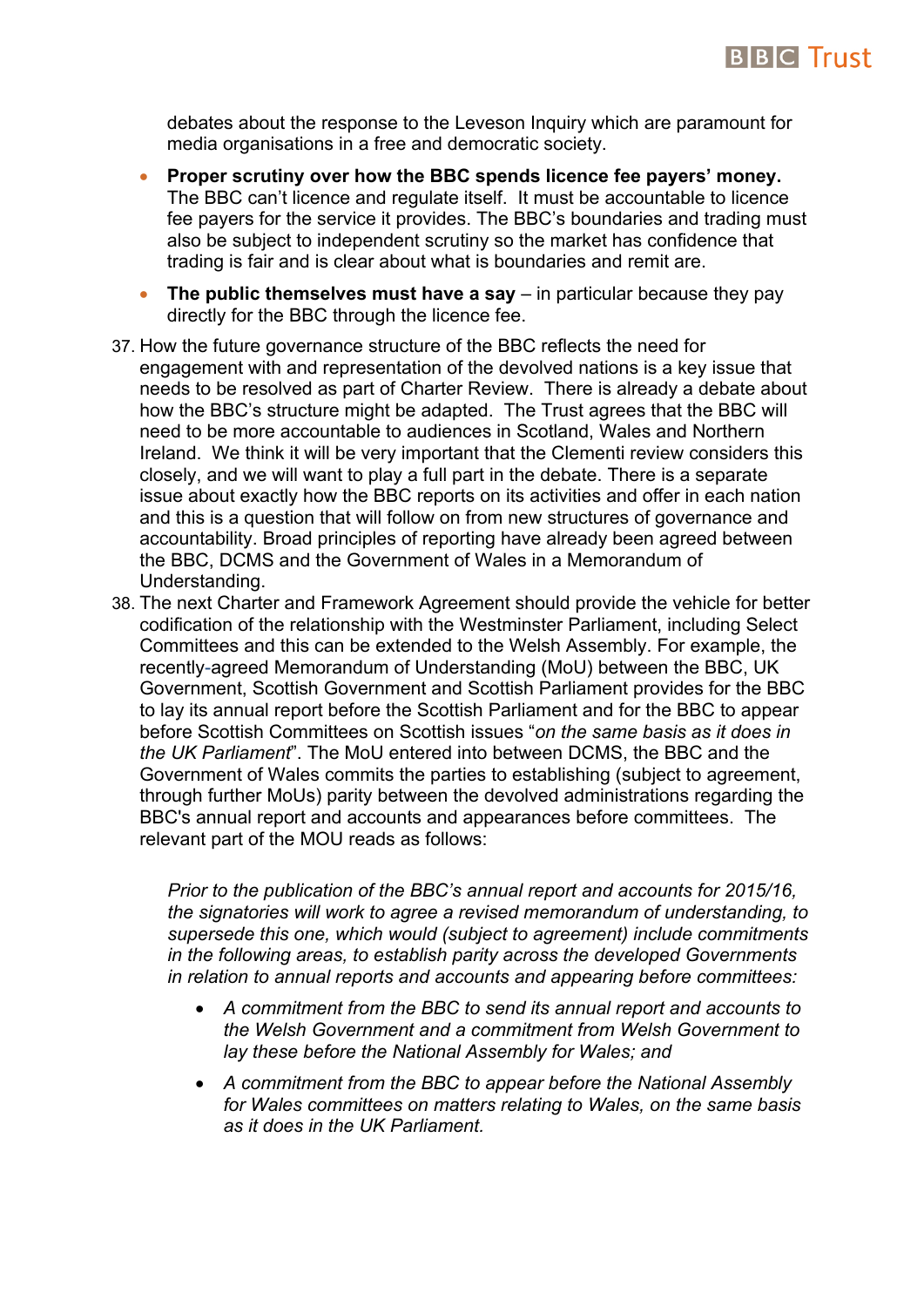debates about the response to the Leveson Inquiry which are paramount for media organisations in a free and democratic society.

- **Proper scrutiny over how the BBC spends licence fee payers' money.** The BBC can't licence and regulate itself. It must be accountable to licence fee payers for the service it provides. The BBC's boundaries and trading must also be subject to independent scrutiny so the market has confidence that trading is fair and is clear about what is boundaries and remit are.
- **The public themselves must have a say** – in particular because they pay directly for the BBC through the licence fee.

37. How the future governance structure of the BBC reflects the need for engagement with and representation of the devolved nations is a key issue that needs to be resolved as part of Charter Review. There is already a debate about how the BBC's structure might be adapted. The Trust agrees that the BBC will need to be more accountable to audiences in Scotland, Wales and Northern Ireland. We think it will be very important that the Clementi review considers this closely, and we will want to play a full part in the debate. There is a separate issue about exactly how the BBC reports on its activities and offer in each nation and this is a question that will follow on from new structures of governance and accountability. Broad principles of reporting have already been agreed between the BBC, DCMS and the Government of Wales in a Memorandum of Understanding.
38. The next Charter and Framework Agreement should provide the vehicle for better codification of the relationship with the Westminster Parliament, including Select Committees and this can be extended to the Welsh Assembly. For example, the recently-agreed Memorandum of Understanding (MoU) between the BBC, UK Government, Scottish Government and Scottish Parliament provides for the BBC to lay its annual report before the Scottish Parliament and for the BBC to appear before Scottish Committees on Scottish issues "*on the same basis as it does in the UK Parliament*". The MoU entered into between DCMS, the BBC and the Government of Wales commits the parties to establishing (subject to agreement, through further MoUs) parity between the devolved administrations regarding the BBC's annual report and accounts and appearances before committees. The relevant part of the MOU reads as follows:

    *Prior to the publication of the BBC's annual report and accounts for 2015/16, the signatories will work to agree a revised memorandum of understanding, to supersede this one, which would (subject to agreement) include commitments in the following areas, to establish parity across the developed Governments in relation to annual reports and accounts and appearing before committees:*

    - *A commitment from the BBC to send its annual report and accounts to the Welsh Government and a commitment from Welsh Government to lay these before the National Assembly for Wales; and*
    - *A commitment from the BBC to appear before the National Assembly for Wales committees on matters relating to Wales, on the same basis as it does in the UK Parliament.*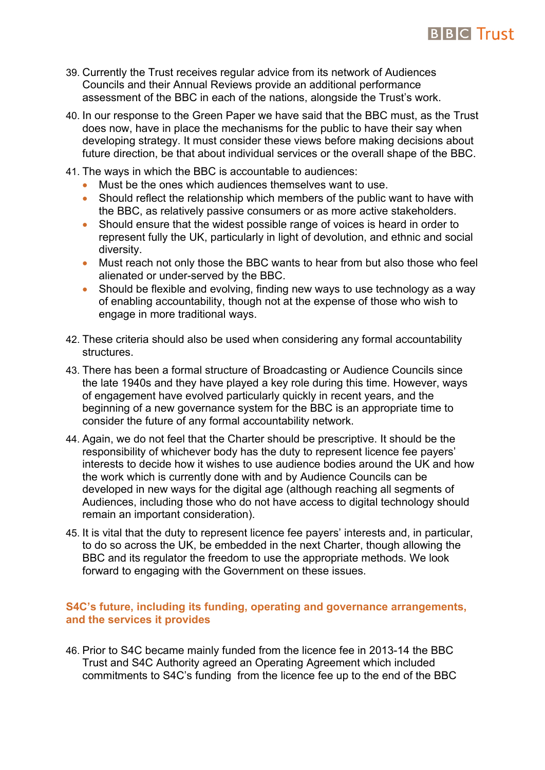39. Currently the Trust receives regular advice from its network of Audiences Councils and their Annual Reviews provide an additional performance assessment of the BBC in each of the nations, alongside the Trust's work.

40. In our response to the Green Paper we have said that the BBC must, as the Trust does now, have in place the mechanisms for the public to have their say when developing strategy. It must consider these views before making decisions about future direction, be that about individual services or the overall shape of the BBC.

41. The ways in which the BBC is accountable to audiences:
    - Must be the ones which audiences themselves want to use.
    - Should reflect the relationship which members of the public want to have with the BBC, as relatively passive consumers or as more active stakeholders.
    - Should ensure that the widest possible range of voices is heard in order to represent fully the UK, particularly in light of devolution, and ethnic and social diversity.
    - Must reach not only those the BBC wants to hear from but also those who feel alienated or under-served by the BBC.
    - Should be flexible and evolving, finding new ways to use technology as a way of enabling accountability, though not at the expense of those who wish to engage in more traditional ways.

42. These criteria should also be used when considering any formal accountability structures.

43. There has been a formal structure of Broadcasting or Audience Councils since the late 1940s and they have played a key role during this time. However, ways of engagement have evolved particularly quickly in recent years, and the beginning of a new governance system for the BBC is an appropriate time to consider the future of any formal accountability network.

44. Again, we do not feel that the Charter should be prescriptive. It should be the responsibility of whichever body has the duty to represent licence fee payers' interests to decide how it wishes to use audience bodies around the UK and how the work which is currently done with and by Audience Councils can be developed in new ways for the digital age (although reaching all segments of Audiences, including those who do not have access to digital technology should remain an important consideration).

45. It is vital that the duty to represent licence fee payers' interests and, in particular, to do so across the UK, be embedded in the next Charter, though allowing the BBC and its regulator the freedom to use the appropriate methods. We look forward to engaging with the Government on these issues.

## S4C's future, including its funding, operating and governance arrangements, and the services it provides

46. Prior to S4C became mainly funded from the licence fee in 2013-14 the BBC Trust and S4C Authority agreed an Operating Agreement which included commitments to S4C's funding from the licence fee up to the end of the BBC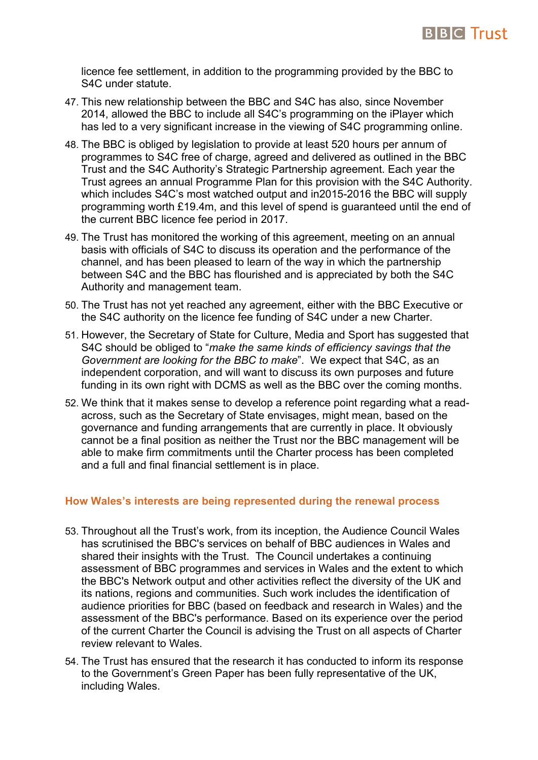licence fee settlement, in addition to the programming provided by the BBC to S4C under statute.

47. This new relationship between the BBC and S4C has also, since November 2014, allowed the BBC to include all S4C's programming on the iPlayer which has led to a very significant increase in the viewing of S4C programming online.

48. The BBC is obliged by legislation to provide at least 520 hours per annum of programmes to S4C free of charge, agreed and delivered as outlined in the BBC Trust and the S4C Authority's Strategic Partnership agreement. Each year the Trust agrees an annual Programme Plan for this provision with the S4C Authority. which includes S4C's most watched output and in2015-2016 the BBC will supply programming worth £19.4m, and this level of spend is guaranteed until the end of the current BBC licence fee period in 2017.

49. The Trust has monitored the working of this agreement, meeting on an annual basis with officials of S4C to discuss its operation and the performance of the channel, and has been pleased to learn of the way in which the partnership between S4C and the BBC has flourished and is appreciated by both the S4C Authority and management team.

50. The Trust has not yet reached any agreement, either with the BBC Executive or the S4C authority on the licence fee funding of S4C under a new Charter.

51. However, the Secretary of State for Culture, Media and Sport has suggested that S4C should be obliged to "*make the same kinds of efficiency savings that the Government are looking for the BBC to make*". We expect that S4C, as an independent corporation, and will want to discuss its own purposes and future funding in its own right with DCMS as well as the BBC over the coming months.

52. We think that it makes sense to develop a reference point regarding what a read-across, such as the Secretary of State envisages, might mean, based on the governance and funding arrangements that are currently in place. It obviously cannot be a final position as neither the Trust nor the BBC management will be able to make firm commitments until the Charter process has been completed and a full and final financial settlement is in place.

## How Wales's interests are being represented during the renewal process

53. Throughout all the Trust's work, from its inception, the Audience Council Wales has scrutinised the BBC's services on behalf of BBC audiences in Wales and shared their insights with the Trust. The Council undertakes a continuing assessment of BBC programmes and services in Wales and the extent to which the BBC's Network output and other activities reflect the diversity of the UK and its nations, regions and communities. Such work includes the identification of audience priorities for BBC (based on feedback and research in Wales) and the assessment of the BBC's performance. Based on its experience over the period of the current Charter the Council is advising the Trust on all aspects of Charter review relevant to Wales.

54. The Trust has ensured that the research it has conducted to inform its response to the Government's Green Paper has been fully representative of the UK, including Wales.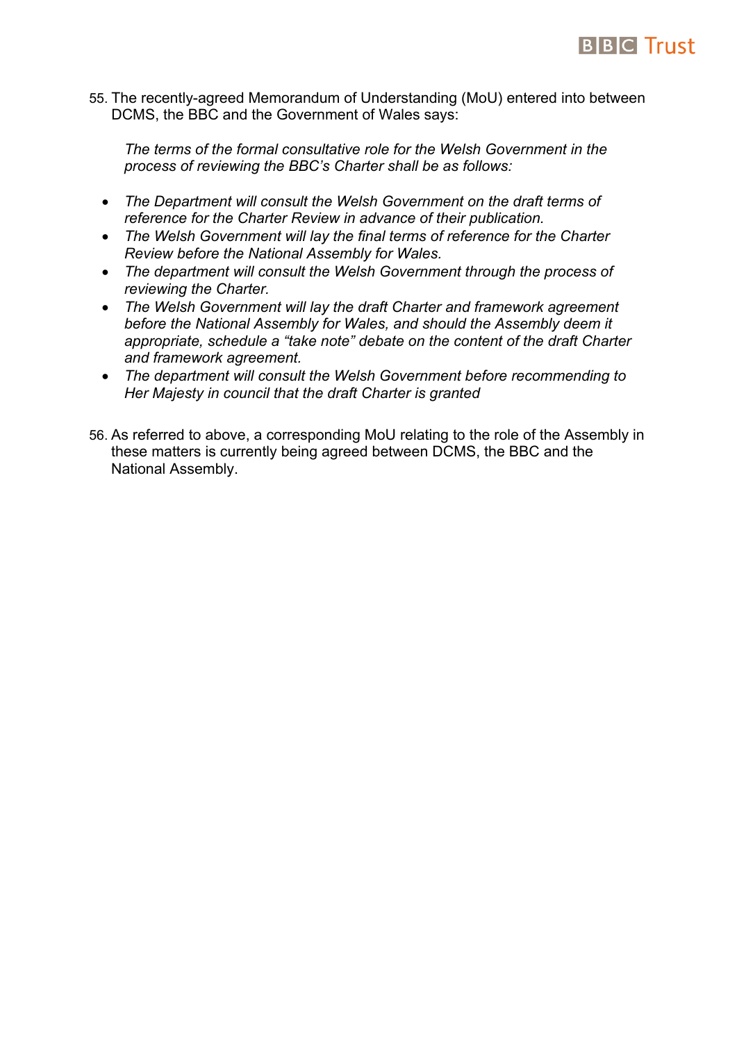55. The recently-agreed Memorandum of Understanding (MoU) entered into between DCMS, the BBC and the Government of Wales says:

    *The terms of the formal consultative role for the Welsh Government in the process of reviewing the BBC's Charter shall be as follows:*

    - *The Department will consult the Welsh Government on the draft terms of reference for the Charter Review in advance of their publication.*
    - *The Welsh Government will lay the final terms of reference for the Charter Review before the National Assembly for Wales.*
    - *The department will consult the Welsh Government through the process of reviewing the Charter.*
    - *The Welsh Government will lay the draft Charter and framework agreement before the National Assembly for Wales, and should the Assembly deem it appropriate, schedule a "take note" debate on the content of the draft Charter and framework agreement.*
    - *The department will consult the Welsh Government before recommending to Her Majesty in council that the draft Charter is granted*

56. As referred to above, a corresponding MoU relating to the role of the Assembly in these matters is currently being agreed between DCMS, the BBC and the National Assembly.